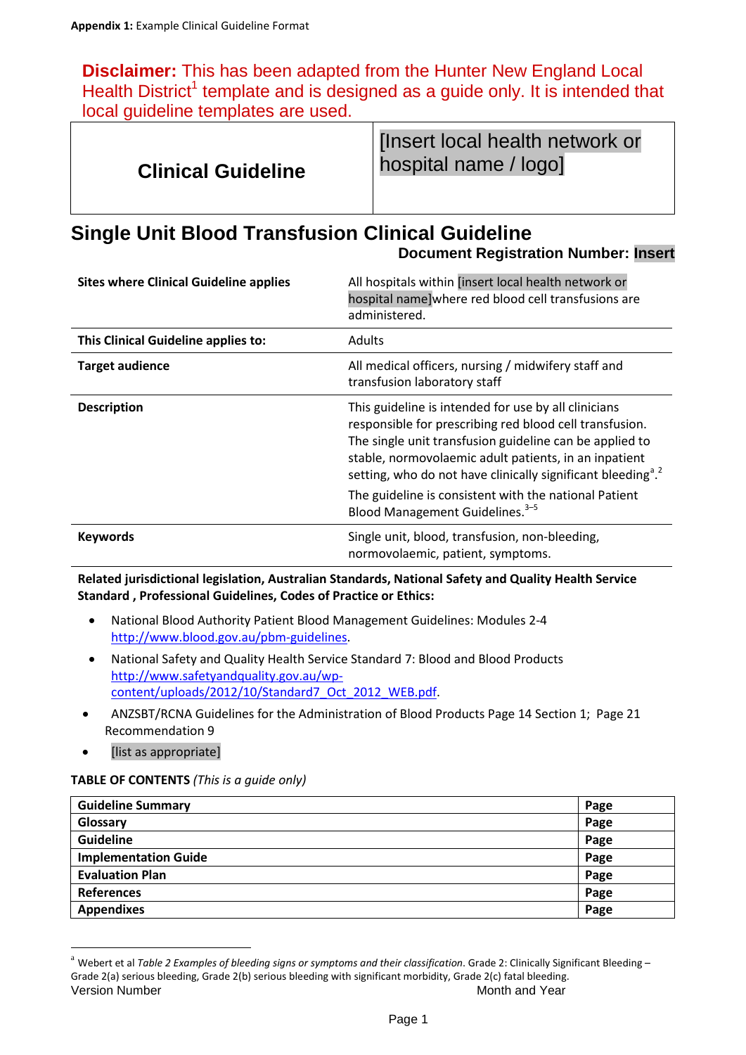**Appendix 1:** Example Clinical Guideline Format

**Disclaimer:** This has been adapted from the Hunter New England Local Health District[1] template and is designed as a guide only. It is intended that local guideline templates are used.

| **Clinical Guideline** | [Insert local health network or hospital name / logo] |
|---|---|

# Single Unit Blood Transfusion Clinical Guideline

**Document Registration Number: Insert**

| | |
|---|---|
| **Sites where Clinical Guideline applies** | All hospitals within [insert local health network or hospital name]where red blood cell transfusions are administered. |
| **This Clinical Guideline applies to:** | Adults |
| **Target audience** | All medical officers, nursing / midwifery staff and transfusion laboratory staff |
| **Description** | This guideline is intended for use by all clinicians responsible for prescribing red blood cell transfusion. The single unit transfusion guideline can be applied to stable, normovolaemic adult patients, in an inpatient setting, who do not have clinically significant bleeding[a].[2] The guideline is consistent with the national Patient Blood Management Guidelines.[3–5] |
| **Keywords** | Single unit, blood, transfusion, non-bleeding, normovolaemic, patient, symptoms. |

**Related jurisdictional legislation, Australian Standards, National Safety and Quality Health Service Standard , Professional Guidelines, Codes of Practice or Ethics:**

- National Blood Authority Patient Blood Management Guidelines: Modules 2-4 http://www.blood.gov.au/pbm-guidelines.
- National Safety and Quality Health Service Standard 7: Blood and Blood Products http://www.safetyandquality.gov.au/wp-content/uploads/2012/10/Standard7_Oct_2012_WEB.pdf.
- ANZSBT/RCNA Guidelines for the Administration of Blood Products Page 14 Section 1; Page 21 Recommendation 9
- [list as appropriate]

**TABLE OF CONTENTS** *(This is a guide only)*

| | |
|---|---|
| **Guideline Summary** | **Page** |
| **Glossary** | **Page** |
| **Guideline** | **Page** |
| **Implementation Guide** | **Page** |
| **Evaluation Plan** | **Page** |
| **References** | **Page** |
| **Appendixes** | **Page** |

[a] Webert et al *Table 2 Examples of bleeding signs or symptoms and their classification*. Grade 2: Clinically Significant Bleeding – Grade 2(a) serious bleeding, Grade 2(b) serious bleeding with significant morbidity, Grade 2(c) fatal bleeding.

Version Number Month and Year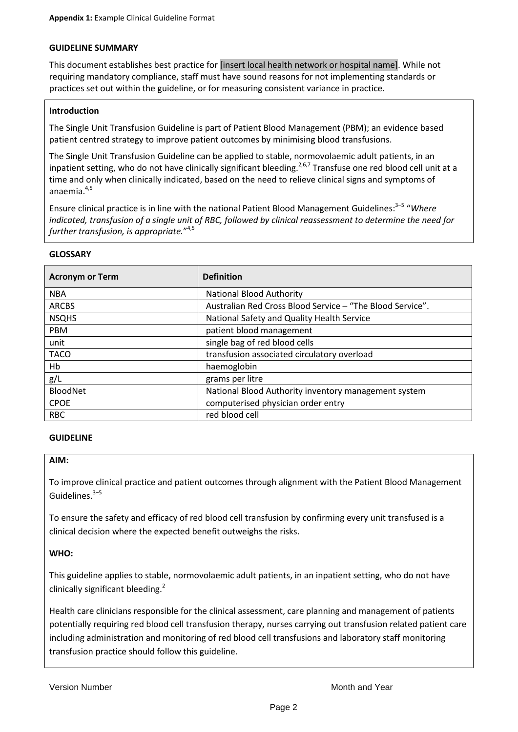**Appendix 1:** Example Clinical Guideline Format

## GUIDELINE SUMMARY

This document establishes best practice for [insert local health network or hospital name]. While not requiring mandatory compliance, staff must have sound reasons for not implementing standards or practices set out within the guideline, or for measuring consistent variance in practice.

### Introduction

The Single Unit Transfusion Guideline is part of Patient Blood Management (PBM); an evidence based patient centred strategy to improve patient outcomes by minimising blood transfusions.

The Single Unit Transfusion Guideline can be applied to stable, normovolaemic adult patients, in an inpatient setting, who do not have clinically significant bleeding.[2,6,7] Transfuse one red blood cell unit at a time and only when clinically indicated, based on the need to relieve clinical signs and symptoms of anaemia.[4,5]

Ensure clinical practice is in line with the national Patient Blood Management Guidelines:[3–5] "*Where indicated, transfusion of a single unit of RBC, followed by clinical reassessment to determine the need for further transfusion, is appropriate.*"[4,5]

## GLOSSARY

| Acronym or Term | Definition |
|---|---|
| NBA | National Blood Authority |
| ARCBS | Australian Red Cross Blood Service – "The Blood Service". |
| NSQHS | National Safety and Quality Health Service |
| PBM | patient blood management |
| unit | single bag of red blood cells |
| TACO | transfusion associated circulatory overload |
| Hb | haemoglobin |
| g/L | grams per litre |
| BloodNet | National Blood Authority inventory management system |
| CPOE | computerised physician order entry |
| RBC | red blood cell |

## GUIDELINE

### AIM:

To improve clinical practice and patient outcomes through alignment with the Patient Blood Management Guidelines.[3–5]

To ensure the safety and efficacy of red blood cell transfusion by confirming every unit transfused is a clinical decision where the expected benefit outweighs the risks.

### WHO:

This guideline applies to stable, normovolaemic adult patients, in an inpatient setting, who do not have clinically significant bleeding.[2]

Health care clinicians responsible for the clinical assessment, care planning and management of patients potentially requiring red blood cell transfusion therapy, nurses carrying out transfusion related patient care including administration and monitoring of red blood cell transfusions and laboratory staff monitoring transfusion practice should follow this guideline.

Version Number Month and Year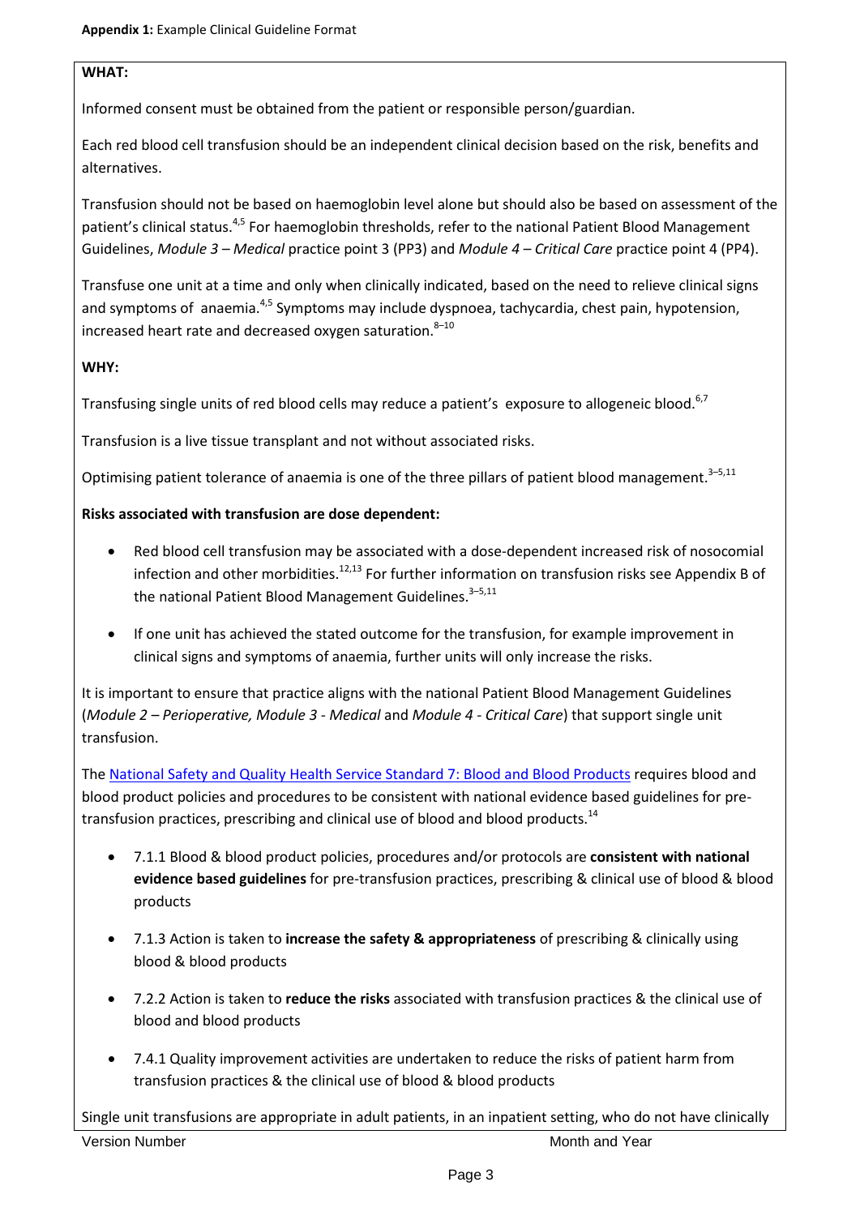**Appendix 1:** Example Clinical Guideline Format

**WHAT:**

Informed consent must be obtained from the patient or responsible person/guardian.

Each red blood cell transfusion should be an independent clinical decision based on the risk, benefits and alternatives.

Transfusion should not be based on haemoglobin level alone but should also be based on assessment of the patient's clinical status.[4,5] For haemoglobin thresholds, refer to the national Patient Blood Management Guidelines, *Module 3 – Medical* practice point 3 (PP3) and *Module 4 – Critical Care* practice point 4 (PP4).

Transfuse one unit at a time and only when clinically indicated, based on the need to relieve clinical signs and symptoms of anaemia.[4,5] Symptoms may include dyspnoea, tachycardia, chest pain, hypotension, increased heart rate and decreased oxygen saturation.[8–10]

**WHY:**

Transfusing single units of red blood cells may reduce a patient's exposure to allogeneic blood.[6,7]

Transfusion is a live tissue transplant and not without associated risks.

Optimising patient tolerance of anaemia is one of the three pillars of patient blood management.[3–5,11]

**Risks associated with transfusion are dose dependent:**

- Red blood cell transfusion may be associated with a dose-dependent increased risk of nosocomial infection and other morbidities.[12,13] For further information on transfusion risks see Appendix B of the national Patient Blood Management Guidelines.[3–5,11]
- If one unit has achieved the stated outcome for the transfusion, for example improvement in clinical signs and symptoms of anaemia, further units will only increase the risks.

It is important to ensure that practice aligns with the national Patient Blood Management Guidelines (*Module 2 – Perioperative, Module 3 - Medical* and *Module 4 - Critical Care*) that support single unit transfusion.

The National Safety and Quality Health Service Standard 7: Blood and Blood Products requires blood and blood product policies and procedures to be consistent with national evidence based guidelines for pre-transfusion practices, prescribing and clinical use of blood and blood products.[14]

- 7.1.1 Blood & blood product policies, procedures and/or protocols are **consistent with national evidence based guidelines** for pre-transfusion practices, prescribing & clinical use of blood & blood products
- 7.1.3 Action is taken to **increase the safety & appropriateness** of prescribing & clinically using blood & blood products
- 7.2.2 Action is taken to **reduce the risks** associated with transfusion practices & the clinical use of blood and blood products
- 7.4.1 Quality improvement activities are undertaken to reduce the risks of patient harm from transfusion practices & the clinical use of blood & blood products

Single unit transfusions are appropriate in adult patients, in an inpatient setting, who do not have clinically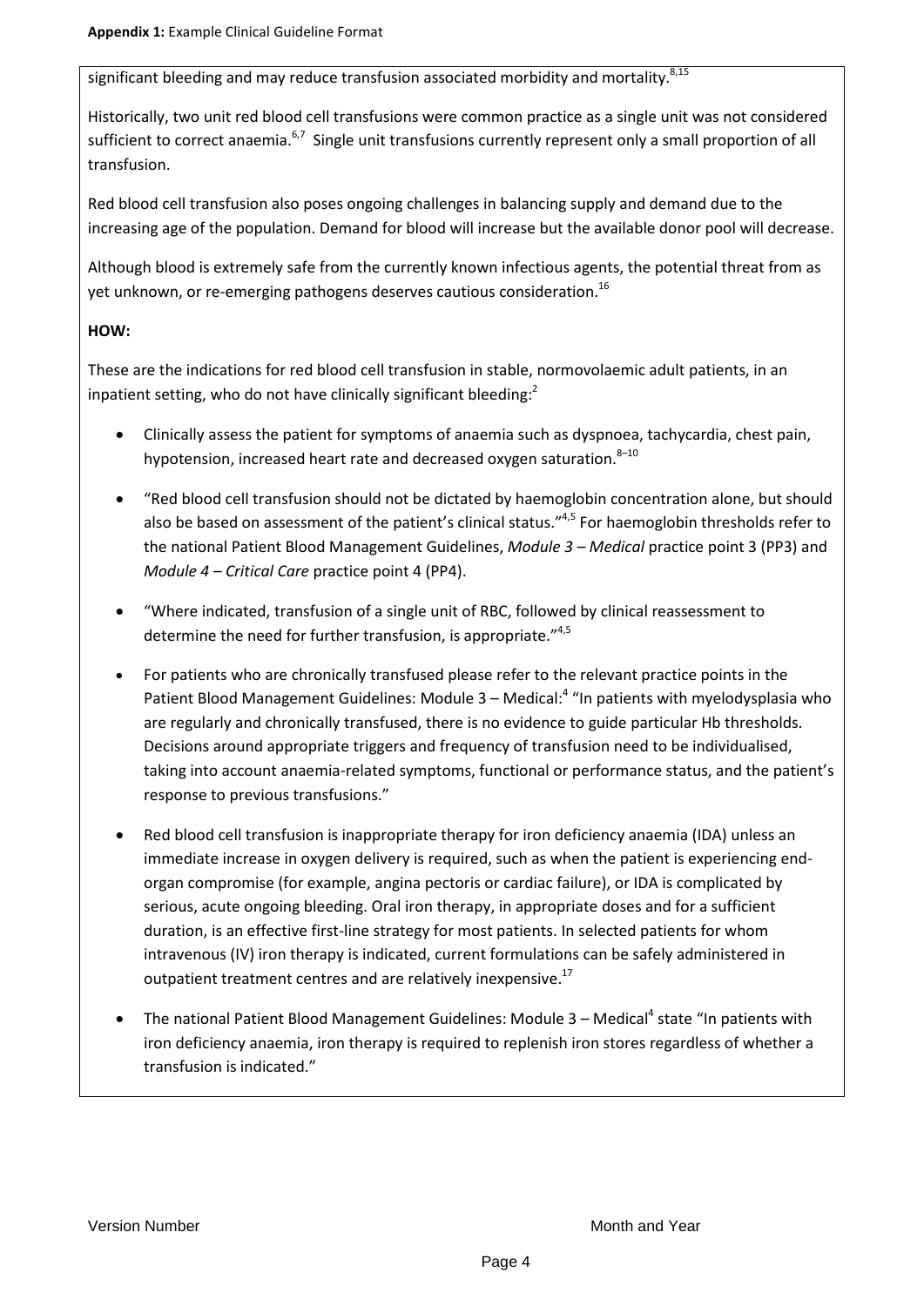significant bleeding and may reduce transfusion associated morbidity and mortality.[8,15]

Historically, two unit red blood cell transfusions were common practice as a single unit was not considered sufficient to correct anaemia.[6,7] Single unit transfusions currently represent only a small proportion of all transfusion.

Red blood cell transfusion also poses ongoing challenges in balancing supply and demand due to the increasing age of the population. Demand for blood will increase but the available donor pool will decrease.

Although blood is extremely safe from the currently known infectious agents, the potential threat from as yet unknown, or re-emerging pathogens deserves cautious consideration.[16]

**HOW:**

These are the indications for red blood cell transfusion in stable, normovolaemic adult patients, in an inpatient setting, who do not have clinically significant bleeding:[2]

- Clinically assess the patient for symptoms of anaemia such as dyspnoea, tachycardia, chest pain, hypotension, increased heart rate and decreased oxygen saturation.[8–10]
- "Red blood cell transfusion should not be dictated by haemoglobin concentration alone, but should also be based on assessment of the patient's clinical status."[4,5] For haemoglobin thresholds refer to the national Patient Blood Management Guidelines, *Module 3 – Medical* practice point 3 (PP3) and *Module 4 – Critical Care* practice point 4 (PP4).
- "Where indicated, transfusion of a single unit of RBC, followed by clinical reassessment to determine the need for further transfusion, is appropriate."[4,5]
- For patients who are chronically transfused please refer to the relevant practice points in the Patient Blood Management Guidelines: Module 3 – Medical:[4] "In patients with myelodysplasia who are regularly and chronically transfused, there is no evidence to guide particular Hb thresholds. Decisions around appropriate triggers and frequency of transfusion need to be individualised, taking into account anaemia-related symptoms, functional or performance status, and the patient's response to previous transfusions."
- Red blood cell transfusion is inappropriate therapy for iron deficiency anaemia (IDA) unless an immediate increase in oxygen delivery is required, such as when the patient is experiencing end-organ compromise (for example, angina pectoris or cardiac failure), or IDA is complicated by serious, acute ongoing bleeding. Oral iron therapy, in appropriate doses and for a sufficient duration, is an effective first-line strategy for most patients. In selected patients for whom intravenous (IV) iron therapy is indicated, current formulations can be safely administered in outpatient treatment centres and are relatively inexpensive.[17]
- The national Patient Blood Management Guidelines: Module 3 – Medical[4] state "In patients with iron deficiency anaemia, iron therapy is required to replenish iron stores regardless of whether a transfusion is indicated."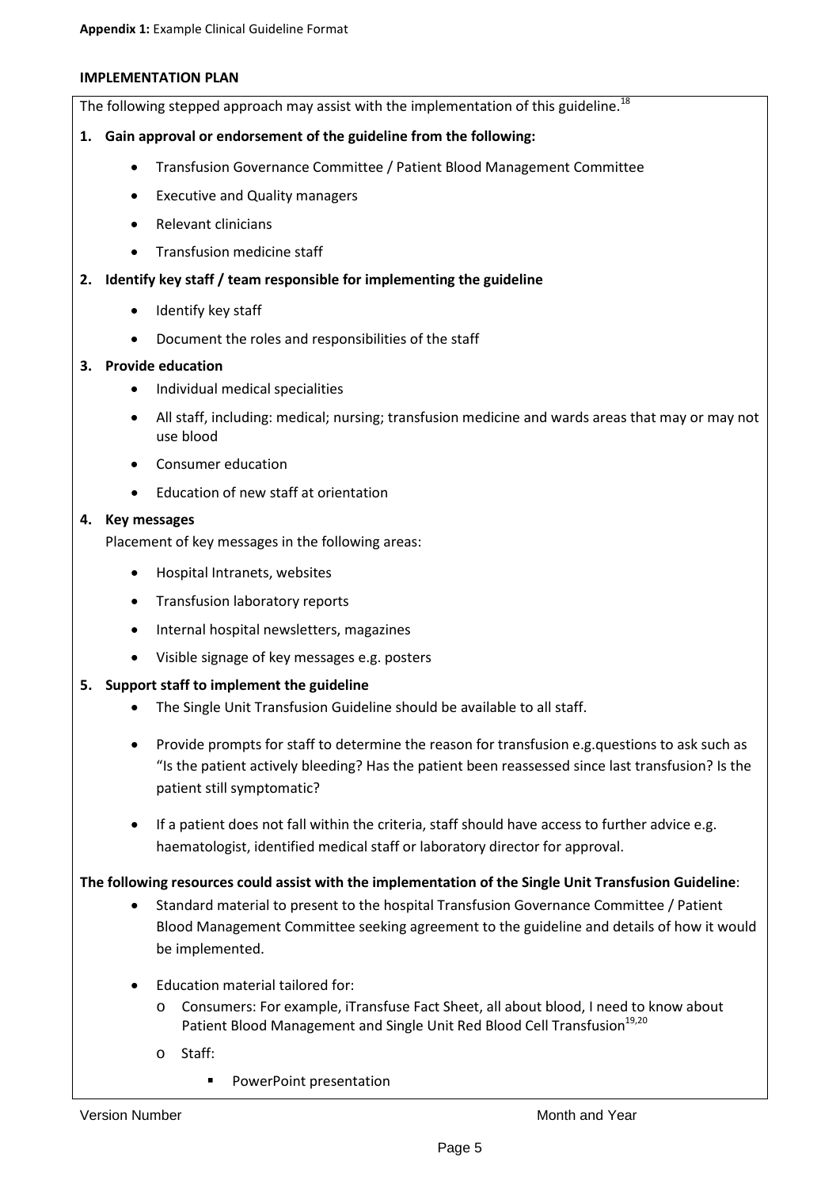**Appendix 1:** Example Clinical Guideline Format

## IMPLEMENTATION PLAN

The following stepped approach may assist with the implementation of this guideline.[18]

1. **Gain approval or endorsement of the guideline from the following:**
    - Transfusion Governance Committee / Patient Blood Management Committee
    - Executive and Quality managers
    - Relevant clinicians
    - Transfusion medicine staff
2. **Identify key staff / team responsible for implementing the guideline**
    - Identify key staff
    - Document the roles and responsibilities of the staff
3. **Provide education**
    - Individual medical specialities
    - All staff, including: medical; nursing; transfusion medicine and wards areas that may or may not use blood
    - Consumer education
    - Education of new staff at orientation
4. **Key messages**

   Placement of key messages in the following areas:
    - Hospital Intranets, websites
    - Transfusion laboratory reports
    - Internal hospital newsletters, magazines
    - Visible signage of key messages e.g. posters
5. **Support staff to implement the guideline**
    - The Single Unit Transfusion Guideline should be available to all staff.
    - Provide prompts for staff to determine the reason for transfusion e.g.questions to ask such as "Is the patient actively bleeding? Has the patient been reassessed since last transfusion? Is the patient still symptomatic?
    - If a patient does not fall within the criteria, staff should have access to further advice e.g. haematologist, identified medical staff or laboratory director for approval.

**The following resources could assist with the implementation of the Single Unit Transfusion Guideline**:

- Standard material to present to the hospital Transfusion Governance Committee / Patient Blood Management Committee seeking agreement to the guideline and details of how it would be implemented.
- Education material tailored for:
    - Consumers: For example, iTransfuse Fact Sheet, all about blood, I need to know about Patient Blood Management and Single Unit Red Blood Cell Transfusion[19,20]
    - Staff:
        - PowerPoint presentation

Version Number Month and Year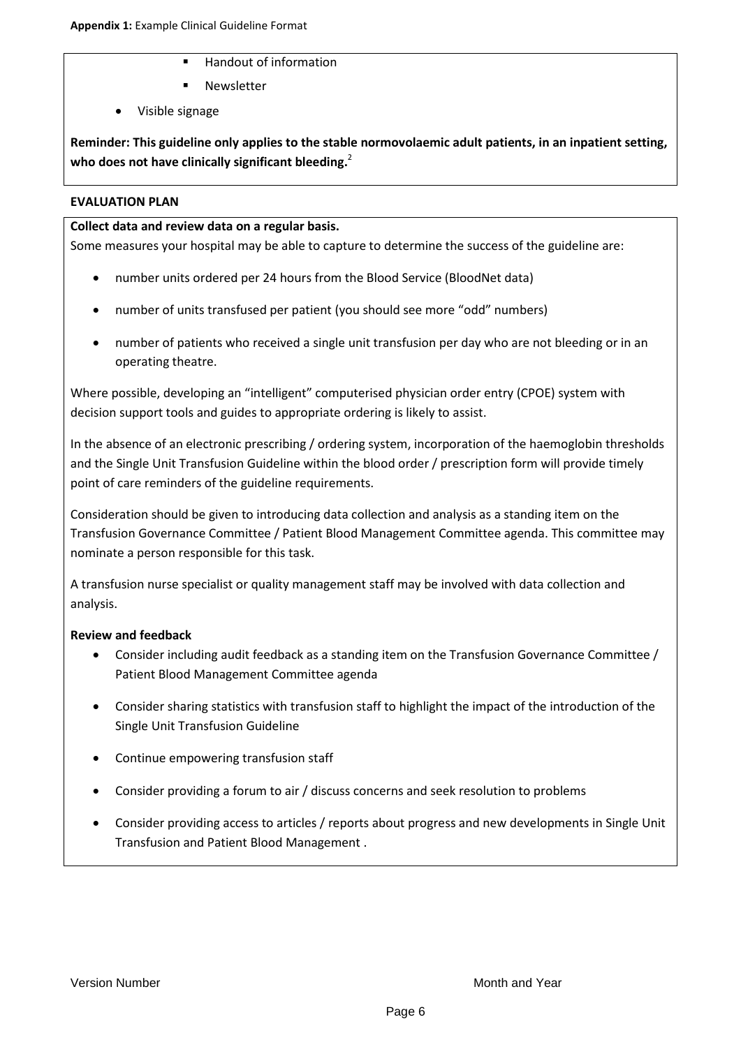- Handout of information
- Newsletter

- Visible signage

**Reminder: This guideline only applies to the stable normovolaemic adult patients, in an inpatient setting, who does not have clinically significant bleeding.**[2]

**EVALUATION PLAN**

**Collect data and review data on a regular basis.**

Some measures your hospital may be able to capture to determine the success of the guideline are:

- number units ordered per 24 hours from the Blood Service (BloodNet data)
- number of units transfused per patient (you should see more "odd" numbers)
- number of patients who received a single unit transfusion per day who are not bleeding or in an operating theatre.

Where possible, developing an "intelligent" computerised physician order entry (CPOE) system with decision support tools and guides to appropriate ordering is likely to assist.

In the absence of an electronic prescribing / ordering system, incorporation of the haemoglobin thresholds and the Single Unit Transfusion Guideline within the blood order / prescription form will provide timely point of care reminders of the guideline requirements.

Consideration should be given to introducing data collection and analysis as a standing item on the Transfusion Governance Committee / Patient Blood Management Committee agenda. This committee may nominate a person responsible for this task.

A transfusion nurse specialist or quality management staff may be involved with data collection and analysis.

**Review and feedback**

- Consider including audit feedback as a standing item on the Transfusion Governance Committee / Patient Blood Management Committee agenda
- Consider sharing statistics with transfusion staff to highlight the impact of the introduction of the Single Unit Transfusion Guideline
- Continue empowering transfusion staff
- Consider providing a forum to air / discuss concerns and seek resolution to problems
- Consider providing access to articles / reports about progress and new developments in Single Unit Transfusion and Patient Blood Management .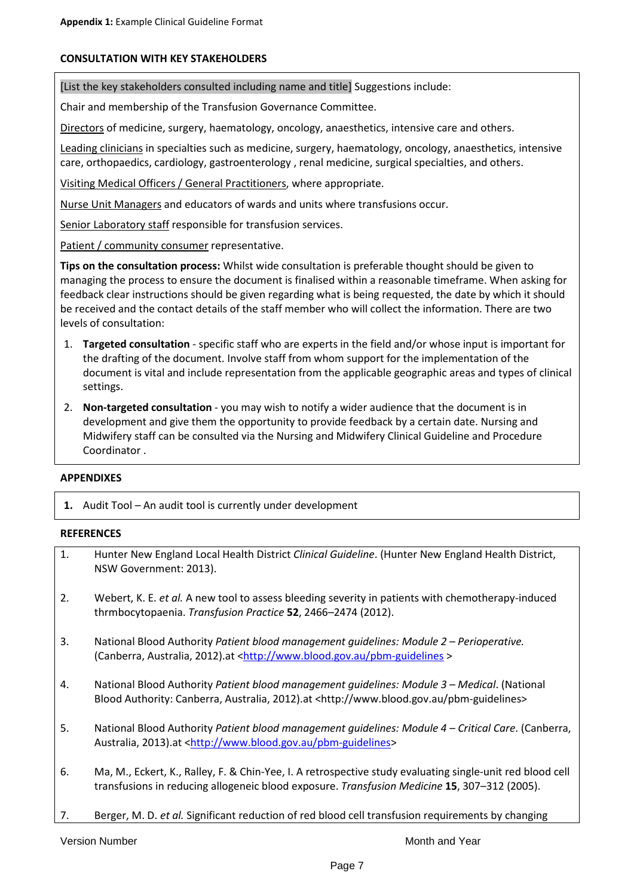**Appendix 1:** Example Clinical Guideline Format

**CONSULTATION WITH KEY STAKEHOLDERS**

[List the key stakeholders consulted including name and title] Suggestions include:

Chair and membership of the Transfusion Governance Committee.

Directors of medicine, surgery, haematology, oncology, anaesthetics, intensive care and others.

Leading clinicians in specialties such as medicine, surgery, haematology, oncology, anaesthetics, intensive care, orthopaedics, cardiology, gastroenterology , renal medicine, surgical specialties, and others.

Visiting Medical Officers / General Practitioners, where appropriate.

Nurse Unit Managers and educators of wards and units where transfusions occur.

Senior Laboratory staff responsible for transfusion services.

Patient / community consumer representative.

**Tips on the consultation process:** Whilst wide consultation is preferable thought should be given to managing the process to ensure the document is finalised within a reasonable timeframe. When asking for feedback clear instructions should be given regarding what is being requested, the date by which it should be received and the contact details of the staff member who will collect the information. There are two levels of consultation:

1. **Targeted consultation** - specific staff who are experts in the field and/or whose input is important for the drafting of the document. Involve staff from whom support for the implementation of the document is vital and include representation from the applicable geographic areas and types of clinical settings.
2. **Non-targeted consultation** - you may wish to notify a wider audience that the document is in development and give them the opportunity to provide feedback by a certain date. Nursing and Midwifery staff can be consulted via the Nursing and Midwifery Clinical Guideline and Procedure Coordinator .

**APPENDIXES**

1. Audit Tool – An audit tool is currently under development

**REFERENCES**

1. Hunter New England Local Health District *Clinical Guideline*. (Hunter New England Health District, NSW Government: 2013).
2. Webert, K. E. *et al.* A new tool to assess bleeding severity in patients with chemotherapy-induced thrmbocytopaenia. *Transfusion Practice* **52**, 2466–2474 (2012).
3. National Blood Authority *Patient blood management guidelines: Module 2 – Perioperative.* (Canberra, Australia, 2012).at <http://www.blood.gov.au/pbm-guidelines >
4. National Blood Authority *Patient blood management guidelines: Module 3 – Medical*. (National Blood Authority: Canberra, Australia, 2012).at <http://www.blood.gov.au/pbm-guidelines>
5. National Blood Authority *Patient blood management guidelines: Module 4 – Critical Care*. (Canberra, Australia, 2013).at <http://www.blood.gov.au/pbm-guidelines>
6. Ma, M., Eckert, K., Ralley, F. & Chin-Yee, I. A retrospective study evaluating single-unit red blood cell transfusions in reducing allogeneic blood exposure. *Transfusion Medicine* **15**, 307–312 (2005).
7. Berger, M. D. *et al.* Significant reduction of red blood cell transfusion requirements by changing

Version Number Month and Year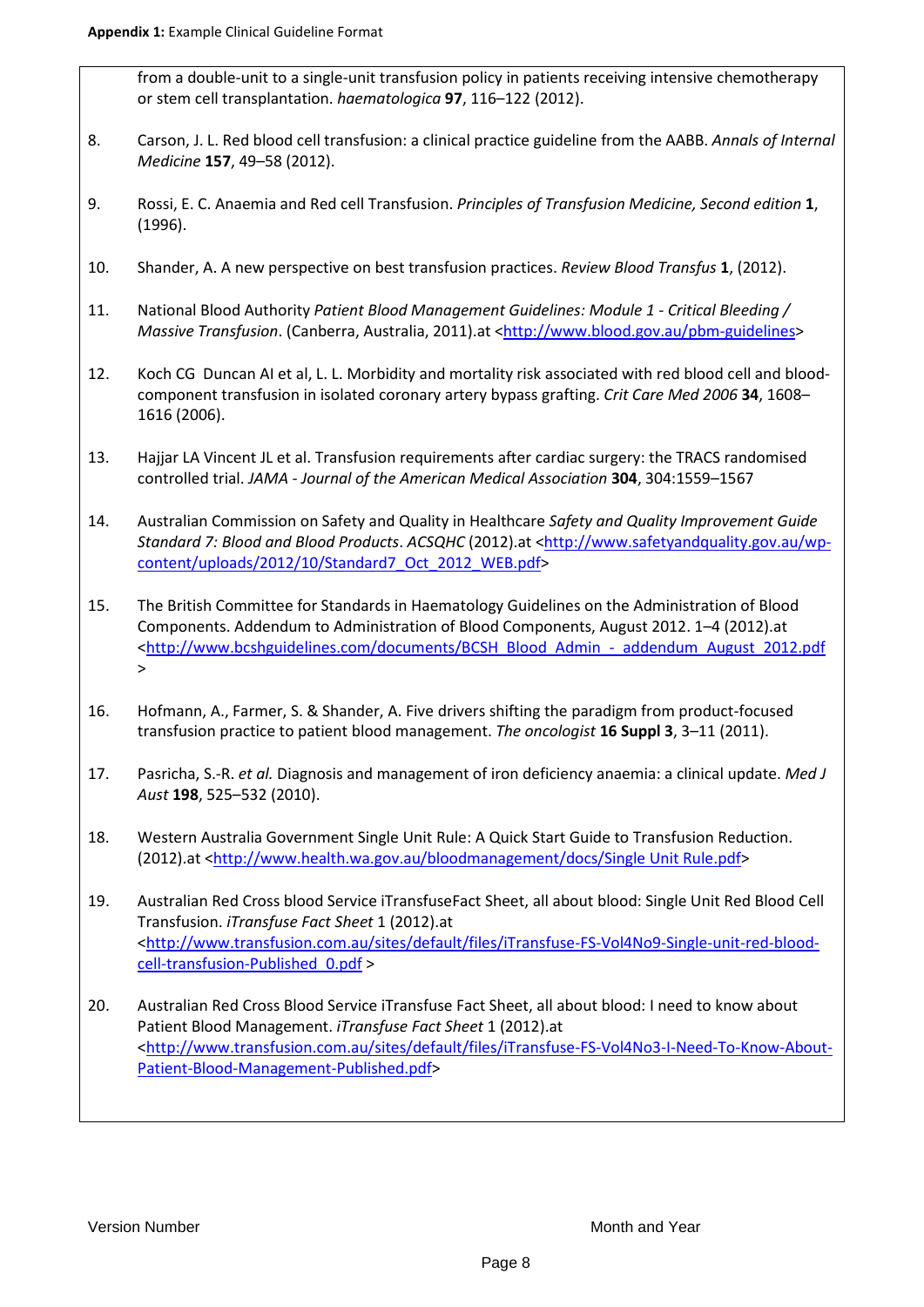from a double-unit to a single-unit transfusion policy in patients receiving intensive chemotherapy or stem cell transplantation. *haematologica* **97**, 116–122 (2012).

8. Carson, J. L. Red blood cell transfusion: a clinical practice guideline from the AABB. *Annals of Internal Medicine* **157**, 49–58 (2012).

9. Rossi, E. C. Anaemia and Red cell Transfusion. *Principles of Transfusion Medicine, Second edition* **1**, (1996).

10. Shander, A. A new perspective on best transfusion practices. *Review Blood Transfus* **1**, (2012).

11. National Blood Authority *Patient Blood Management Guidelines: Module 1 - Critical Bleeding / Massive Transfusion*. (Canberra, Australia, 2011).at <http://www.blood.gov.au/pbm-guidelines>

12. Koch CG Duncan AI et al, L. L. Morbidity and mortality risk associated with red blood cell and blood-component transfusion in isolated coronary artery bypass grafting. *Crit Care Med 2006* **34**, 1608–1616 (2006).

13. Hajjar LA Vincent JL et al. Transfusion requirements after cardiac surgery: the TRACS randomised controlled trial. *JAMA - Journal of the American Medical Association* **304**, 304:1559–1567

14. Australian Commission on Safety and Quality in Healthcare *Safety and Quality Improvement Guide Standard 7: Blood and Blood Products*. *ACSQHC* (2012).at <http://www.safetyandquality.gov.au/wp-content/uploads/2012/10/Standard7_Oct_2012_WEB.pdf>

15. The British Committee for Standards in Haematology Guidelines on the Administration of Blood Components. Addendum to Administration of Blood Components, August 2012. 1–4 (2012).at <http://www.bcshguidelines.com/documents/BCSH_Blood_Admin_-_addendum_August_2012.pdf>

16. Hofmann, A., Farmer, S. & Shander, A. Five drivers shifting the paradigm from product-focused transfusion practice to patient blood management. *The oncologist* **16 Suppl 3**, 3–11 (2011).

17. Pasricha, S.-R. *et al.* Diagnosis and management of iron deficiency anaemia: a clinical update. *Med J Aust* **198**, 525–532 (2010).

18. Western Australia Government Single Unit Rule: A Quick Start Guide to Transfusion Reduction. (2012).at <http://www.health.wa.gov.au/bloodmanagement/docs/Single Unit Rule.pdf>

19. Australian Red Cross blood Service iTransfuseFact Sheet, all about blood: Single Unit Red Blood Cell Transfusion. *iTransfuse Fact Sheet* 1 (2012).at <http://www.transfusion.com.au/sites/default/files/iTransfuse-FS-Vol4No9-Single-unit-red-blood-cell-transfusion-Published_0.pdf >

20. Australian Red Cross Blood Service iTransfuse Fact Sheet, all about blood: I need to know about Patient Blood Management. *iTransfuse Fact Sheet* 1 (2012).at <http://www.transfusion.com.au/sites/default/files/iTransfuse-FS-Vol4No3-I-Need-To-Know-About-Patient-Blood-Management-Published.pdf>